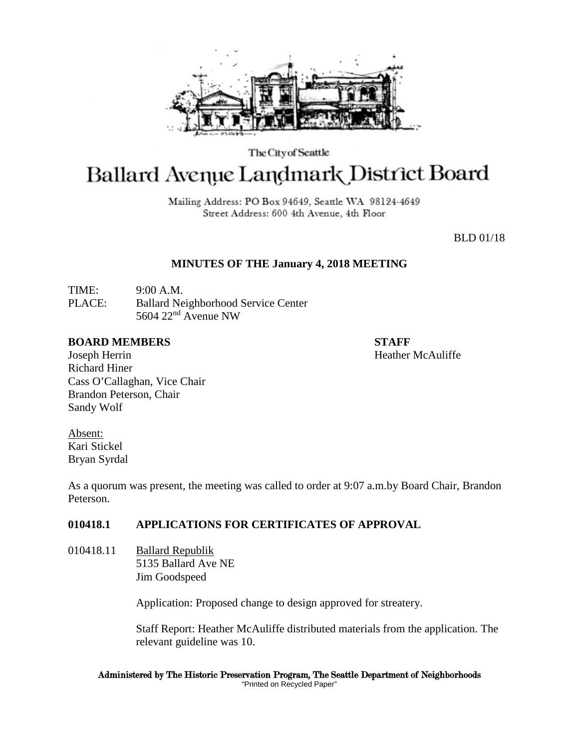The City of Seattle

# Ballard Avenue Landmark District Board

Mailing Address: PO Box 94649, Seattle WA 98124-4649
Street Address: 600 4th Avenue, 4th Floor

BLD 01/18

## MINUTES OF THE January 4, 2018 MEETING

TIME: 9:00 A.M.
PLACE: Ballard Neighborhood Service Center
5604 22nd Avenue NW

**BOARD MEMBERS**
Joseph Herrin
Richard Hiner
Cass O'Callaghan, Vice Chair
Brandon Peterson, Chair
Sandy Wolf

**STAFF**
Heather McAuliffe

Absent:
Kari Stickel
Bryan Syrdal

As a quorum was present, the meeting was called to order at 9:07 a.m.by Board Chair, Brandon Peterson.

### 010418.1 APPLICATIONS FOR CERTIFICATES OF APPROVAL

010418.11 Ballard Republik
5135 Ballard Ave NE
Jim Goodspeed

Application: Proposed change to design approved for streatery.

Staff Report: Heather McAuliffe distributed materials from the application. The relevant guideline was 10.

Administered by The Historic Preservation Program, The Seattle Department of Neighborhoods
"Printed on Recycled Paper"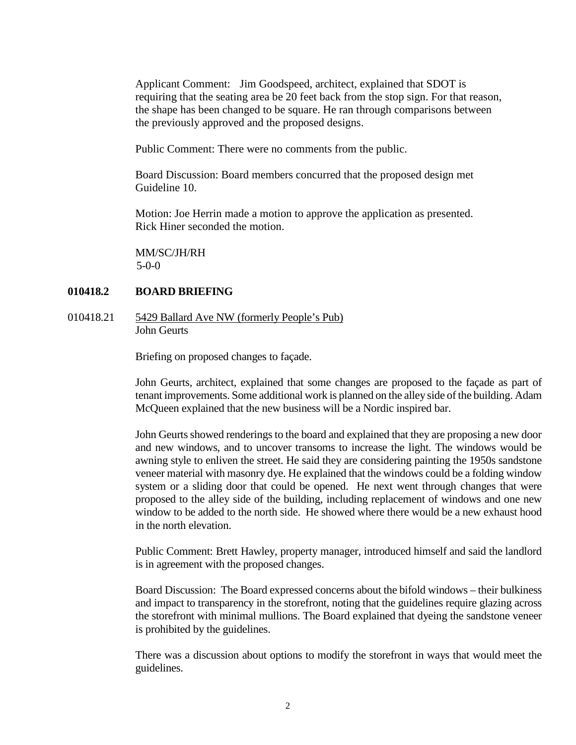Applicant Comment: Jim Goodspeed, architect, explained that SDOT is requiring that the seating area be 20 feet back from the stop sign. For that reason, the shape has been changed to be square. He ran through comparisons between the previously approved and the proposed designs.

Public Comment: There were no comments from the public.

Board Discussion: Board members concurred that the proposed design met Guideline 10.

Motion: Joe Herrin made a motion to approve the application as presented. Rick Hiner seconded the motion.

MM/SC/JH/RH
5-0-0

**010418.2 BOARD BRIEFING**

010418.21 5429 Ballard Ave NW (formerly People's Pub)
John Geurts

Briefing on proposed changes to façade.

John Geurts, architect, explained that some changes are proposed to the façade as part of tenant improvements. Some additional work is planned on the alley side of the building. Adam McQueen explained that the new business will be a Nordic inspired bar.

John Geurts showed renderings to the board and explained that they are proposing a new door and new windows, and to uncover transoms to increase the light. The windows would be awning style to enliven the street. He said they are considering painting the 1950s sandstone veneer material with masonry dye. He explained that the windows could be a folding window system or a sliding door that could be opened. He next went through changes that were proposed to the alley side of the building, including replacement of windows and one new window to be added to the north side. He showed where there would be a new exhaust hood in the north elevation.

Public Comment: Brett Hawley, property manager, introduced himself and said the landlord is in agreement with the proposed changes.

Board Discussion: The Board expressed concerns about the bifold windows – their bulkiness and impact to transparency in the storefront, noting that the guidelines require glazing across the storefront with minimal mullions. The Board explained that dyeing the sandstone veneer is prohibited by the guidelines.

There was a discussion about options to modify the storefront in ways that would meet the guidelines.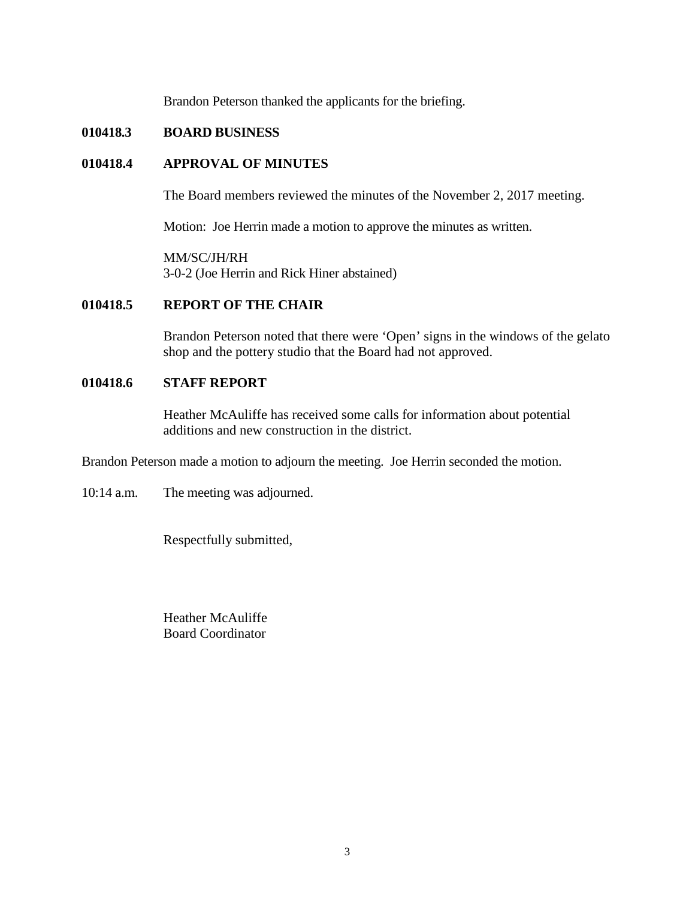Brandon Peterson thanked the applicants for the briefing.

**010418.3 BOARD BUSINESS**

**010418.4 APPROVAL OF MINUTES**

The Board members reviewed the minutes of the November 2, 2017 meeting.

Motion: Joe Herrin made a motion to approve the minutes as written.

MM/SC/JH/RH
3-0-2 (Joe Herrin and Rick Hiner abstained)

**010418.5 REPORT OF THE CHAIR**

Brandon Peterson noted that there were 'Open' signs in the windows of the gelato shop and the pottery studio that the Board had not approved.

**010418.6 STAFF REPORT**

Heather McAuliffe has received some calls for information about potential additions and new construction in the district.

Brandon Peterson made a motion to adjourn the meeting. Joe Herrin seconded the motion.

10:14 a.m. The meeting was adjourned.

Respectfully submitted,

Heather McAuliffe
Board Coordinator